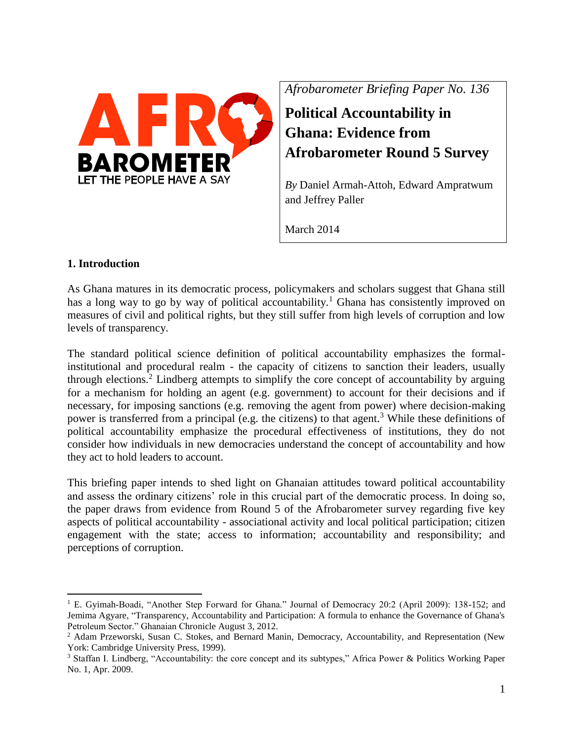*Afrobarometer Briefing Paper No. 136*

# Political Accountability in Ghana: Evidence from Afrobarometer Round 5 Survey

*By* Daniel Armah-Attoh, Edward Ampratwum and Jeffrey Paller

March 2014

## 1. Introduction

As Ghana matures in its democratic process, policymakers and scholars suggest that Ghana still has a long way to go by way of political accountability.[1] Ghana has consistently improved on measures of civil and political rights, but they still suffer from high levels of corruption and low levels of transparency.

The standard political science definition of political accountability emphasizes the formal-institutional and procedural realm - the capacity of citizens to sanction their leaders, usually through elections.[2] Lindberg attempts to simplify the core concept of accountability by arguing for a mechanism for holding an agent (e.g. government) to account for their decisions and if necessary, for imposing sanctions (e.g. removing the agent from power) where decision-making power is transferred from a principal (e.g. the citizens) to that agent.[3] While these definitions of political accountability emphasize the procedural effectiveness of institutions, they do not consider how individuals in new democracies understand the concept of accountability and how they act to hold leaders to account.

This briefing paper intends to shed light on Ghanaian attitudes toward political accountability and assess the ordinary citizens' role in this crucial part of the democratic process. In doing so, the paper draws from evidence from Round 5 of the Afrobarometer survey regarding five key aspects of political accountability - associational activity and local political participation; citizen engagement with the state; access to information; accountability and responsibility; and perceptions of corruption.

---

[1] E. Gyimah-Boadi, "Another Step Forward for Ghana." Journal of Democracy 20:2 (April 2009): 138-152; and Jemima Agyare, "Transparency, Accountability and Participation: A formula to enhance the Governance of Ghana's Petroleum Sector." Ghanaian Chronicle August 3, 2012.

[2] Adam Przeworski, Susan C. Stokes, and Bernard Manin, Democracy, Accountability, and Representation (New York: Cambridge University Press, 1999).

[3] Staffan I. Lindberg, "Accountability: the core concept and its subtypes," Africa Power & Politics Working Paper No. 1, Apr. 2009.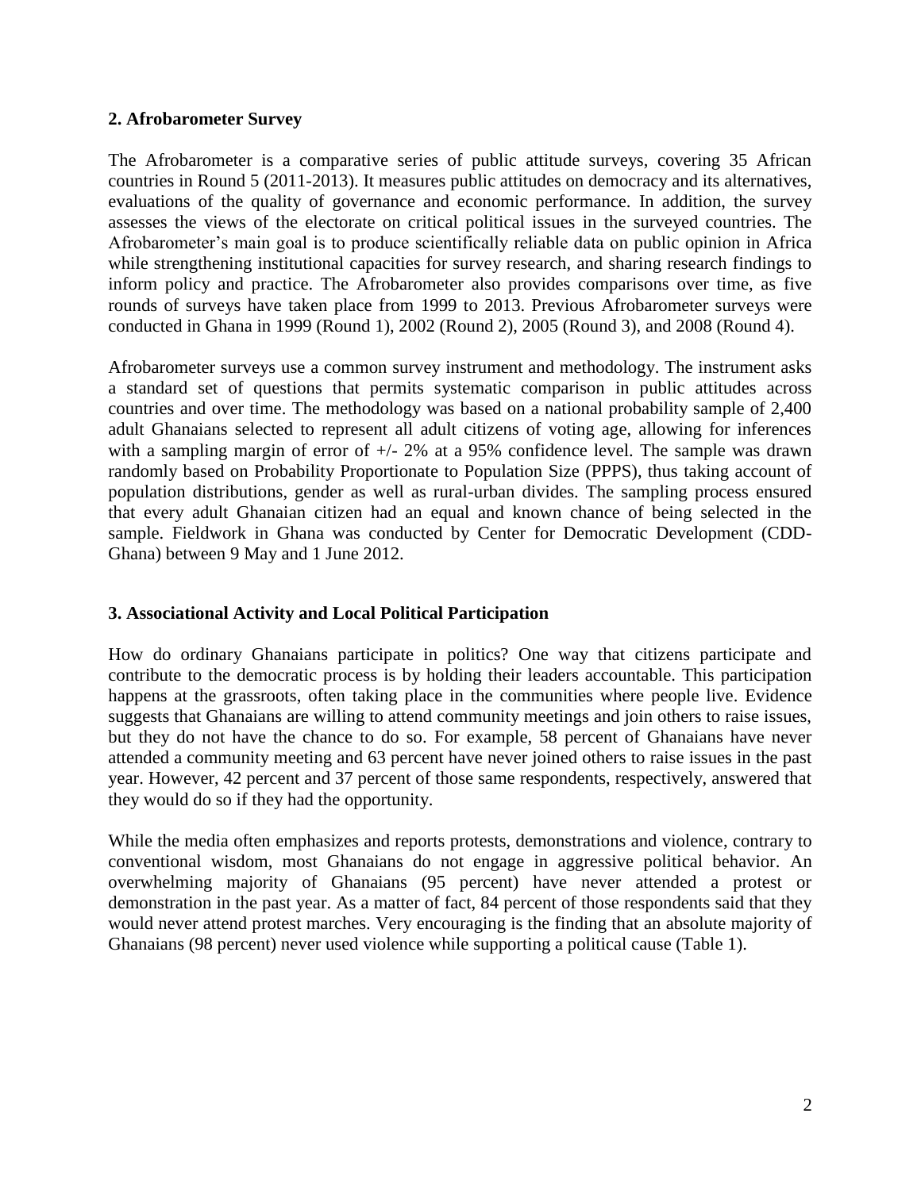## 2. Afrobarometer Survey

The Afrobarometer is a comparative series of public attitude surveys, covering 35 African countries in Round 5 (2011-2013). It measures public attitudes on democracy and its alternatives, evaluations of the quality of governance and economic performance. In addition, the survey assesses the views of the electorate on critical political issues in the surveyed countries. The Afrobarometer's main goal is to produce scientifically reliable data on public opinion in Africa while strengthening institutional capacities for survey research, and sharing research findings to inform policy and practice. The Afrobarometer also provides comparisons over time, as five rounds of surveys have taken place from 1999 to 2013. Previous Afrobarometer surveys were conducted in Ghana in 1999 (Round 1), 2002 (Round 2), 2005 (Round 3), and 2008 (Round 4).

Afrobarometer surveys use a common survey instrument and methodology. The instrument asks a standard set of questions that permits systematic comparison in public attitudes across countries and over time. The methodology was based on a national probability sample of 2,400 adult Ghanaians selected to represent all adult citizens of voting age, allowing for inferences with a sampling margin of error of +/- 2% at a 95% confidence level. The sample was drawn randomly based on Probability Proportionate to Population Size (PPPS), thus taking account of population distributions, gender as well as rural-urban divides. The sampling process ensured that every adult Ghanaian citizen had an equal and known chance of being selected in the sample. Fieldwork in Ghana was conducted by Center for Democratic Development (CDD-Ghana) between 9 May and 1 June 2012.

## 3. Associational Activity and Local Political Participation

How do ordinary Ghanaians participate in politics? One way that citizens participate and contribute to the democratic process is by holding their leaders accountable. This participation happens at the grassroots, often taking place in the communities where people live. Evidence suggests that Ghanaians are willing to attend community meetings and join others to raise issues, but they do not have the chance to do so. For example, 58 percent of Ghanaians have never attended a community meeting and 63 percent have never joined others to raise issues in the past year. However, 42 percent and 37 percent of those same respondents, respectively, answered that they would do so if they had the opportunity.

While the media often emphasizes and reports protests, demonstrations and violence, contrary to conventional wisdom, most Ghanaians do not engage in aggressive political behavior. An overwhelming majority of Ghanaians (95 percent) have never attended a protest or demonstration in the past year. As a matter of fact, 84 percent of those respondents said that they would never attend protest marches. Very encouraging is the finding that an absolute majority of Ghanaians (98 percent) never used violence while supporting a political cause (Table 1).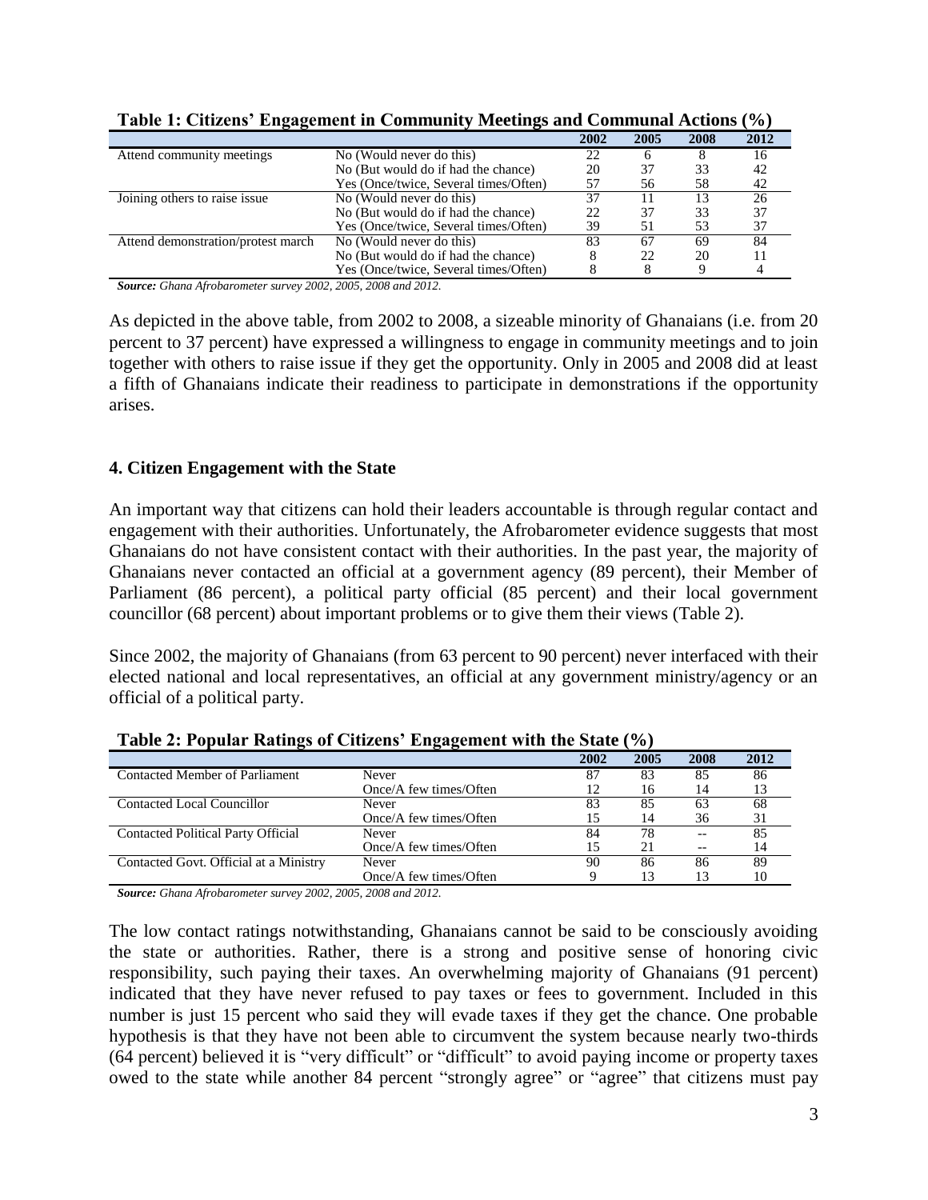**Table 1: Citizens' Engagement in Community Meetings and Communal Actions (%)**

| | | 2002 | 2005 | 2008 | 2012 |
|---|---|---|---|---|---|
| Attend community meetings | No (Would never do this) | 22 | 6 | 8 | 16 |
| | No (But would do if had the chance) | 20 | 37 | 33 | 42 |
| | Yes (Once/twice, Several times/Often) | 57 | 56 | 58 | 42 |
| Joining others to raise issue | No (Would never do this) | 37 | 11 | 13 | 26 |
| | No (But would do if had the chance) | 22 | 37 | 33 | 37 |
| | Yes (Once/twice, Several times/Often) | 39 | 51 | 53 | 37 |
| Attend demonstration/protest march | No (Would never do this) | 83 | 67 | 69 | 84 |
| | No (But would do if had the chance) | 8 | 22 | 20 | 11 |
| | Yes (Once/twice, Several times/Often) | 8 | 8 | 9 | 4 |

***Source:*** *Ghana Afrobarometer survey 2002, 2005, 2008 and 2012.*

As depicted in the above table, from 2002 to 2008, a sizeable minority of Ghanaians (i.e. from 20 percent to 37 percent) have expressed a willingness to engage in community meetings and to join together with others to raise issue if they get the opportunity. Only in 2005 and 2008 did at least a fifth of Ghanaians indicate their readiness to participate in demonstrations if the opportunity arises.

## 4. Citizen Engagement with the State

An important way that citizens can hold their leaders accountable is through regular contact and engagement with their authorities. Unfortunately, the Afrobarometer evidence suggests that most Ghanaians do not have consistent contact with their authorities. In the past year, the majority of Ghanaians never contacted an official at a government agency (89 percent), their Member of Parliament (86 percent), a political party official (85 percent) and their local government councillor (68 percent) about important problems or to give them their views (Table 2).

Since 2002, the majority of Ghanaians (from 63 percent to 90 percent) never interfaced with their elected national and local representatives, an official at any government ministry/agency or an official of a political party.

**Table 2: Popular Ratings of Citizens' Engagement with the State (%)**

| | | 2002 | 2005 | 2008 | 2012 |
|---|---|---|---|---|---|
| Contacted Member of Parliament | Never | 87 | 83 | 85 | 86 |
| | Once/A few times/Often | 12 | 16 | 14 | 13 |
| Contacted Local Councillor | Never | 83 | 85 | 63 | 68 |
| | Once/A few times/Often | 15 | 14 | 36 | 31 |
| Contacted Political Party Official | Never | 84 | 78 | -- | 85 |
| | Once/A few times/Often | 15 | 21 | -- | 14 |
| Contacted Govt. Official at a Ministry | Never | 90 | 86 | 86 | 89 |
| | Once/A few times/Often | 9 | 13 | 13 | 10 |

***Source:*** *Ghana Afrobarometer survey 2002, 2005, 2008 and 2012.*

The low contact ratings notwithstanding, Ghanaians cannot be said to be consciously avoiding the state or authorities. Rather, there is a strong and positive sense of honoring civic responsibility, such paying their taxes. An overwhelming majority of Ghanaians (91 percent) indicated that they have never refused to pay taxes or fees to government. Included in this number is just 15 percent who said they will evade taxes if they get the chance. One probable hypothesis is that they have not been able to circumvent the system because nearly two-thirds (64 percent) believed it is "very difficult" or "difficult" to avoid paying income or property taxes owed to the state while another 84 percent "strongly agree" or "agree" that citizens must pay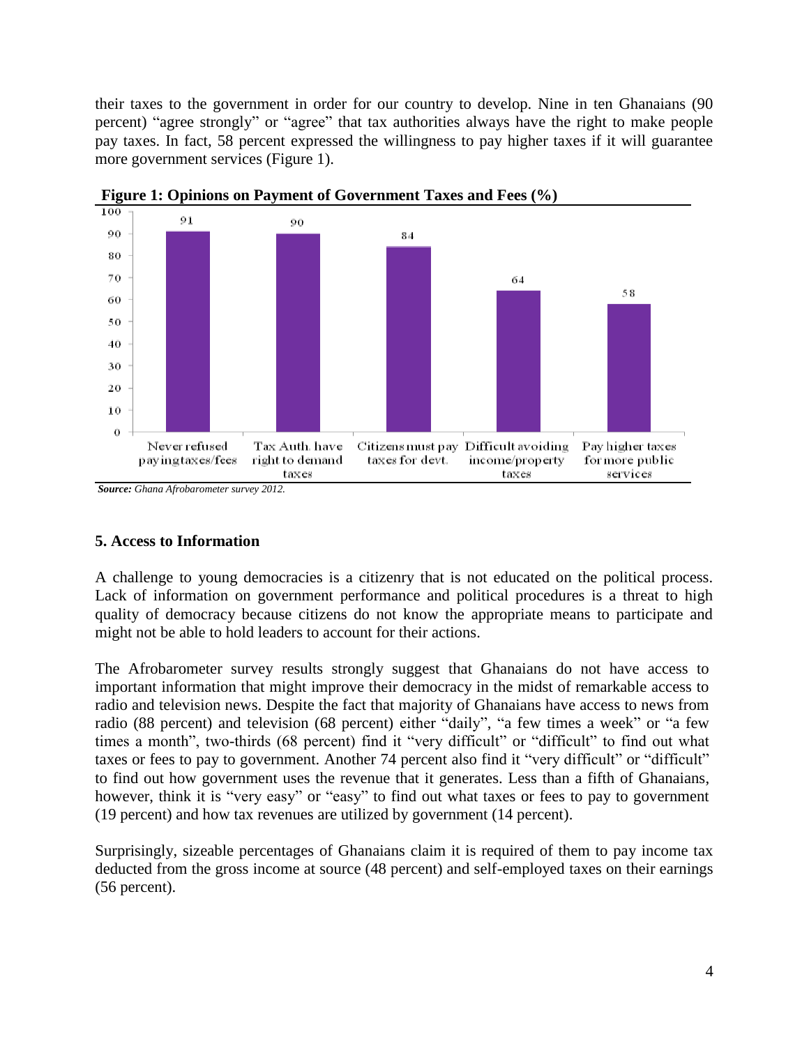their taxes to the government in order for our country to develop. Nine in ten Ghanaians (90 percent) "agree strongly" or "agree" that tax authorities always have the right to make people pay taxes. In fact, 58 percent expressed the willingness to pay higher taxes if it will guarantee more government services (Figure 1).

**Figure 1: Opinions on Payment of Government Taxes and Fees (%)**

| Never refused paying taxes/fees | Tax Auth. have right to demand taxes | Citizens must pay taxes for devt. | Difficult avoiding income/property taxes | Pay higher taxes for more public services |
| --- | --- | --- | --- | --- |
| 91 | 90 | 84 | 64 | 58 |

***Source:*** *Ghana Afrobarometer survey 2012.*

### 5. Access to Information

A challenge to young democracies is a citizenry that is not educated on the political process. Lack of information on government performance and political procedures is a threat to high quality of democracy because citizens do not know the appropriate means to participate and might not be able to hold leaders to account for their actions.

The Afrobarometer survey results strongly suggest that Ghanaians do not have access to important information that might improve their democracy in the midst of remarkable access to radio and television news. Despite the fact that majority of Ghanaians have access to news from radio (88 percent) and television (68 percent) either "daily", "a few times a week" or "a few times a month", two-thirds (68 percent) find it "very difficult" or "difficult" to find out what taxes or fees to pay to government. Another 74 percent also find it "very difficult" or "difficult" to find out how government uses the revenue that it generates. Less than a fifth of Ghanaians, however, think it is "very easy" or "easy" to find out what taxes or fees to pay to government (19 percent) and how tax revenues are utilized by government (14 percent).

Surprisingly, sizeable percentages of Ghanaians claim it is required of them to pay income tax deducted from the gross income at source (48 percent) and self-employed taxes on their earnings (56 percent).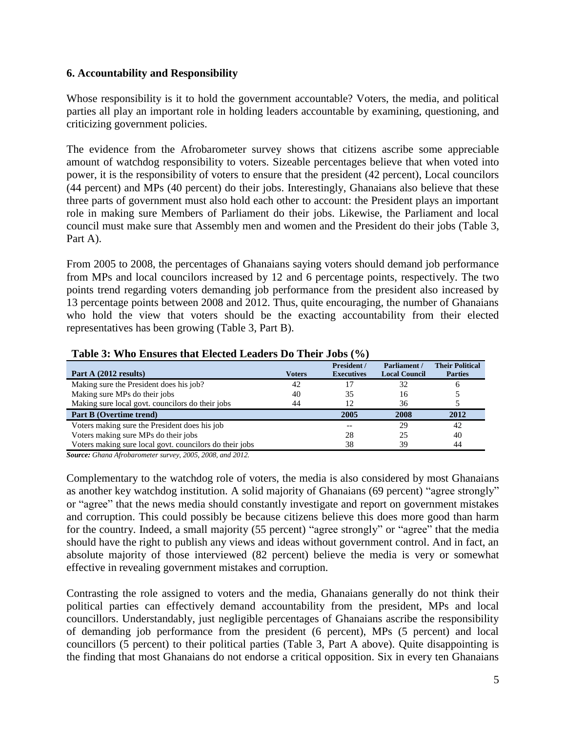### 6. Accountability and Responsibility

Whose responsibility is it to hold the government accountable? Voters, the media, and political parties all play an important role in holding leaders accountable by examining, questioning, and criticizing government policies.

The evidence from the Afrobarometer survey shows that citizens ascribe some appreciable amount of watchdog responsibility to voters. Sizeable percentages believe that when voted into power, it is the responsibility of voters to ensure that the president (42 percent), Local councilors (44 percent) and MPs (40 percent) do their jobs. Interestingly, Ghanaians also believe that these three parts of government must also hold each other to account: the President plays an important role in making sure Members of Parliament do their jobs. Likewise, the Parliament and local council must make sure that Assembly men and women and the President do their jobs (Table 3, Part A).

From 2005 to 2008, the percentages of Ghanaians saying voters should demand job performance from MPs and local councilors increased by 12 and 6 percentage points, respectively. The two points trend regarding voters demanding job performance from the president also increased by 13 percentage points between 2008 and 2012. Thus, quite encouraging, the number of Ghanaians who hold the view that voters should be the exacting accountability from their elected representatives has been growing (Table 3, Part B).

**Table 3: Who Ensures that Elected Leaders Do Their Jobs (%)**

| Part A (2012 results) | Voters | President / Executives | Parliament / Local Council | Their Political Parties |
|---|---|---|---|---|
| Making sure the President does his job? | 42 | 17 | 32 | 6 |
| Making sure MPs do their jobs | 40 | 35 | 16 | 5 |
| Making sure local govt. councilors do their jobs | 44 | 12 | 36 | 5 |
| **Part B (Overtime trend)** | | **2005** | **2008** | **2012** |
| Voters making sure the President does his job | | -- | 29 | 42 |
| Voters making sure MPs do their jobs | | 28 | 25 | 40 |
| Voters making sure local govt. councilors do their jobs | | 38 | 39 | 44 |

***Source:*** *Ghana Afrobarometer survey, 2005, 2008, and 2012.*

Complementary to the watchdog role of voters, the media is also considered by most Ghanaians as another key watchdog institution. A solid majority of Ghanaians (69 percent) "agree strongly" or "agree" that the news media should constantly investigate and report on government mistakes and corruption. This could possibly be because citizens believe this does more good than harm for the country. Indeed, a small majority (55 percent) "agree strongly" or "agree" that the media should have the right to publish any views and ideas without government control. And in fact, an absolute majority of those interviewed (82 percent) believe the media is very or somewhat effective in revealing government mistakes and corruption.

Contrasting the role assigned to voters and the media, Ghanaians generally do not think their political parties can effectively demand accountability from the president, MPs and local councillors. Understandably, just negligible percentages of Ghanaians ascribe the responsibility of demanding job performance from the president (6 percent), MPs (5 percent) and local councillors (5 percent) to their political parties (Table 3, Part A above). Quite disappointing is the finding that most Ghanaians do not endorse a critical opposition. Six in every ten Ghanaians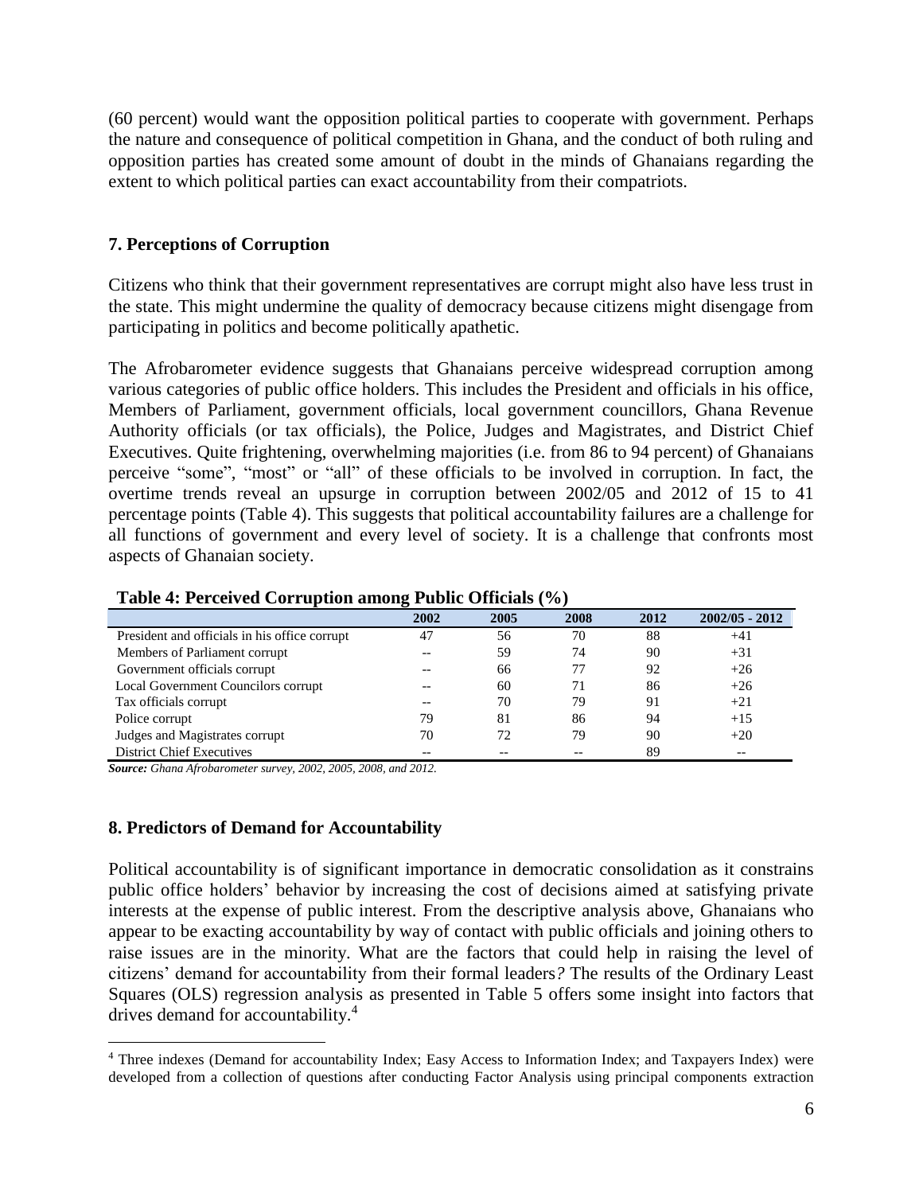(60 percent) would want the opposition political parties to cooperate with government. Perhaps the nature and consequence of political competition in Ghana, and the conduct of both ruling and opposition parties has created some amount of doubt in the minds of Ghanaians regarding the extent to which political parties can exact accountability from their compatriots.

## 7. Perceptions of Corruption

Citizens who think that their government representatives are corrupt might also have less trust in the state. This might undermine the quality of democracy because citizens might disengage from participating in politics and become politically apathetic.

The Afrobarometer evidence suggests that Ghanaians perceive widespread corruption among various categories of public office holders. This includes the President and officials in his office, Members of Parliament, government officials, local government councillors, Ghana Revenue Authority officials (or tax officials), the Police, Judges and Magistrates, and District Chief Executives. Quite frightening, overwhelming majorities (i.e. from 86 to 94 percent) of Ghanaians perceive "some", "most" or "all" of these officials to be involved in corruption. In fact, the overtime trends reveal an upsurge in corruption between 2002/05 and 2012 of 15 to 41 percentage points (Table 4). This suggests that political accountability failures are a challenge for all functions of government and every level of society. It is a challenge that confronts most aspects of Ghanaian society.

**Table 4: Perceived Corruption among Public Officials (%)**

| | 2002 | 2005 | 2008 | 2012 | 2002/05 - 2012 |
|---|---|---|---|---|---|
| President and officials in his office corrupt | 47 | 56 | 70 | 88 | +41 |
| Members of Parliament corrupt | -- | 59 | 74 | 90 | +31 |
| Government officials corrupt | -- | 66 | 77 | 92 | +26 |
| Local Government Councilors corrupt | -- | 60 | 71 | 86 | +26 |
| Tax officials corrupt | -- | 70 | 79 | 91 | +21 |
| Police corrupt | 79 | 81 | 86 | 94 | +15 |
| Judges and Magistrates corrupt | 70 | 72 | 79 | 90 | +20 |
| District Chief Executives | -- | -- | -- | 89 | -- |

***Source:*** *Ghana Afrobarometer survey, 2002, 2005, 2008, and 2012.*

## 8. Predictors of Demand for Accountability

Political accountability is of significant importance in democratic consolidation as it constrains public office holders' behavior by increasing the cost of decisions aimed at satisfying private interests at the expense of public interest. From the descriptive analysis above, Ghanaians who appear to be exacting accountability by way of contact with public officials and joining others to raise issues are in the minority. What are the factors that could help in raising the level of citizens' demand for accountability from their formal leaders*?* The results of the Ordinary Least Squares (OLS) regression analysis as presented in Table 5 offers some insight into factors that drives demand for accountability.[4]

[4] Three indexes (Demand for accountability Index; Easy Access to Information Index; and Taxpayers Index) were developed from a collection of questions after conducting Factor Analysis using principal components extraction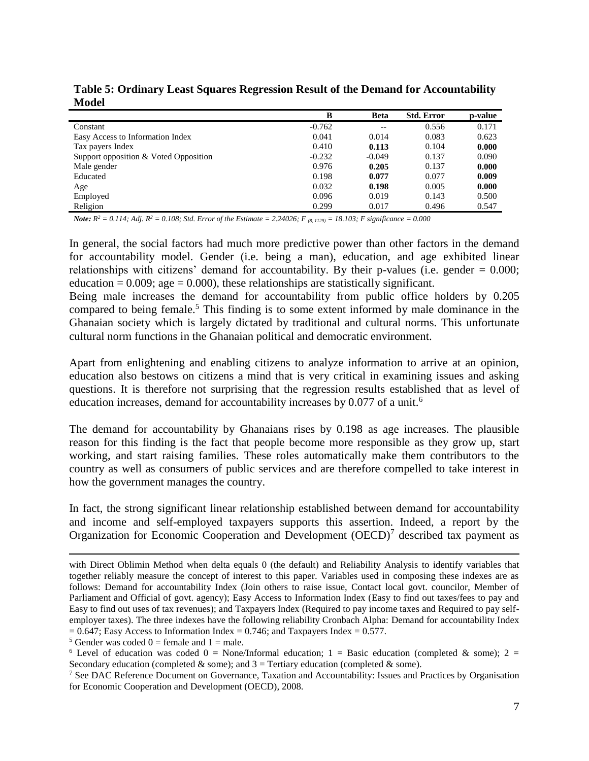**Table 5: Ordinary Least Squares Regression Result of the Demand for Accountability Model**

| | B | Beta | Std. Error | p-value |
|---|---|---|---|---|
| Constant | -0.762 | -- | 0.556 | 0.171 |
| Easy Access to Information Index | 0.041 | 0.014 | 0.083 | 0.623 |
| Tax payers Index | 0.410 | **0.113** | 0.104 | **0.000** |
| Support opposition & Voted Opposition | -0.232 | -0.049 | 0.137 | 0.090 |
| Male gender | 0.976 | **0.205** | 0.137 | **0.000** |
| Educated | 0.198 | **0.077** | 0.077 | **0.009** |
| Age | 0.032 | **0.198** | 0.005 | **0.000** |
| Employed | 0.096 | 0.019 | 0.143 | 0.500 |
| Religion | 0.299 | 0.017 | 0.496 | 0.547 |

***Note:*** *$R^2 = 0.114$; Adj. $R^2 = 0.108$; Std. Error of the Estimate = 2.24026; $F_{(8, 1129)} = 18.103$; F significance = 0.000*

In general, the social factors had much more predictive power than other factors in the demand for accountability model. Gender (i.e. being a man), education, and age exhibited linear relationships with citizens' demand for accountability. By their p-values (i.e. gender = 0.000; education = 0.009; age = 0.000), these relationships are statistically significant.

Being male increases the demand for accountability from public office holders by 0.205 compared to being female.[5] This finding is to some extent informed by male dominance in the Ghanaian society which is largely dictated by traditional and cultural norms. This unfortunate cultural norm functions in the Ghanaian political and democratic environment.

Apart from enlightening and enabling citizens to analyze information to arrive at an opinion, education also bestows on citizens a mind that is very critical in examining issues and asking questions. It is therefore not surprising that the regression results established that as level of education increases, demand for accountability increases by 0.077 of a unit.[6]

The demand for accountability by Ghanaians rises by 0.198 as age increases. The plausible reason for this finding is the fact that people become more responsible as they grow up, start working, and start raising families. These roles automatically make them contributors to the country as well as consumers of public services and are therefore compelled to take interest in how the government manages the country.

In fact, the strong significant linear relationship established between demand for accountability and income and self-employed taxpayers supports this assertion. Indeed, a report by the Organization for Economic Cooperation and Development (OECD)[7] described tax payment as

---

with Direct Oblimin Method when delta equals 0 (the default) and Reliability Analysis to identify variables that together reliably measure the concept of interest to this paper. Variables used in composing these indexes are as follows: Demand for accountability Index (Join others to raise issue, Contact local govt. councilor, Member of Parliament and Official of govt. agency); Easy Access to Information Index (Easy to find out taxes/fees to pay and Easy to find out uses of tax revenues); and Taxpayers Index (Required to pay income taxes and Required to pay self-employer taxes). The three indexes have the following reliability Cronbach Alpha: Demand for accountability Index = 0.647; Easy Access to Information Index = 0.746; and Taxpayers Index = 0.577.

[5] Gender was coded 0 = female and 1 = male.

[6] Level of education was coded 0 = None/Informal education; 1 = Basic education (completed & some); 2 = Secondary education (completed & some); and 3 = Tertiary education (completed & some).

[7] See DAC Reference Document on Governance, Taxation and Accountability: Issues and Practices by Organisation for Economic Cooperation and Development (OECD), 2008.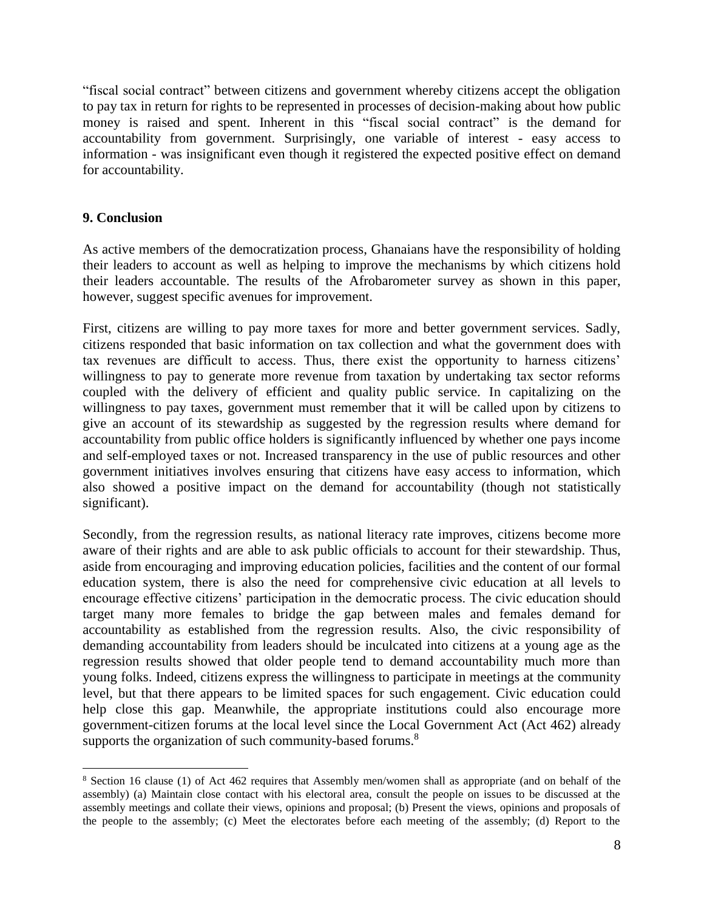"fiscal social contract" between citizens and government whereby citizens accept the obligation to pay tax in return for rights to be represented in processes of decision-making about how public money is raised and spent. Inherent in this "fiscal social contract" is the demand for accountability from government. Surprisingly, one variable of interest - easy access to information - was insignificant even though it registered the expected positive effect on demand for accountability.

## 9. Conclusion

As active members of the democratization process, Ghanaians have the responsibility of holding their leaders to account as well as helping to improve the mechanisms by which citizens hold their leaders accountable. The results of the Afrobarometer survey as shown in this paper, however, suggest specific avenues for improvement.

First, citizens are willing to pay more taxes for more and better government services. Sadly, citizens responded that basic information on tax collection and what the government does with tax revenues are difficult to access. Thus, there exist the opportunity to harness citizens' willingness to pay to generate more revenue from taxation by undertaking tax sector reforms coupled with the delivery of efficient and quality public service. In capitalizing on the willingness to pay taxes, government must remember that it will be called upon by citizens to give an account of its stewardship as suggested by the regression results where demand for accountability from public office holders is significantly influenced by whether one pays income and self-employed taxes or not. Increased transparency in the use of public resources and other government initiatives involves ensuring that citizens have easy access to information, which also showed a positive impact on the demand for accountability (though not statistically significant).

Secondly, from the regression results, as national literacy rate improves, citizens become more aware of their rights and are able to ask public officials to account for their stewardship. Thus, aside from encouraging and improving education policies, facilities and the content of our formal education system, there is also the need for comprehensive civic education at all levels to encourage effective citizens' participation in the democratic process. The civic education should target many more females to bridge the gap between males and females demand for accountability as established from the regression results. Also, the civic responsibility of demanding accountability from leaders should be inculcated into citizens at a young age as the regression results showed that older people tend to demand accountability much more than young folks. Indeed, citizens express the willingness to participate in meetings at the community level, but that there appears to be limited spaces for such engagement. Civic education could help close this gap. Meanwhile, the appropriate institutions could also encourage more government-citizen forums at the local level since the Local Government Act (Act 462) already supports the organization of such community-based forums.[8]

[8] Section 16 clause (1) of Act 462 requires that Assembly men/women shall as appropriate (and on behalf of the assembly) (a) Maintain close contact with his electoral area, consult the people on issues to be discussed at the assembly meetings and collate their views, opinions and proposal; (b) Present the views, opinions and proposals of the people to the assembly; (c) Meet the electorates before each meeting of the assembly; (d) Report to the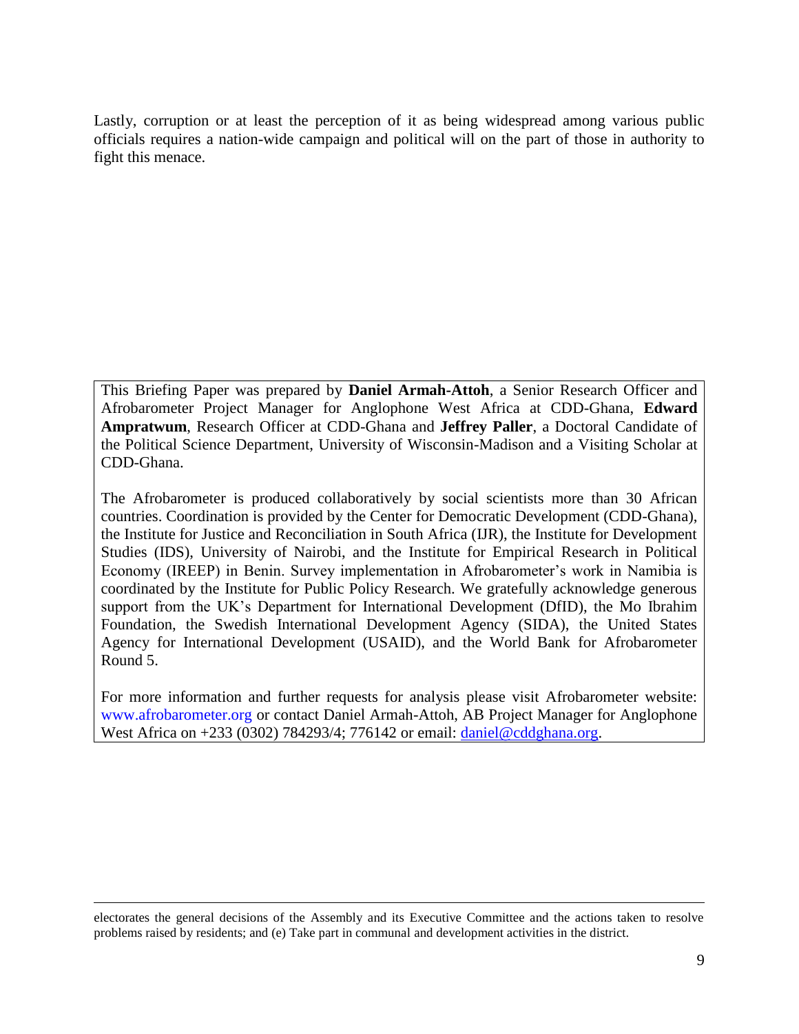Lastly, corruption or at least the perception of it as being widespread among various public officials requires a nation-wide campaign and political will on the part of those in authority to fight this menace.

This Briefing Paper was prepared by **Daniel Armah-Attoh**, a Senior Research Officer and Afrobarometer Project Manager for Anglophone West Africa at CDD-Ghana, **Edward Ampratwum**, Research Officer at CDD-Ghana and **Jeffrey Paller**, a Doctoral Candidate of the Political Science Department, University of Wisconsin-Madison and a Visiting Scholar at CDD-Ghana.

The Afrobarometer is produced collaboratively by social scientists more than 30 African countries. Coordination is provided by the Center for Democratic Development (CDD-Ghana), the Institute for Justice and Reconciliation in South Africa (IJR), the Institute for Development Studies (IDS), University of Nairobi, and the Institute for Empirical Research in Political Economy (IREEP) in Benin. Survey implementation in Afrobarometer's work in Namibia is coordinated by the Institute for Public Policy Research. We gratefully acknowledge generous support from the UK's Department for International Development (DfID), the Mo Ibrahim Foundation, the Swedish International Development Agency (SIDA), the United States Agency for International Development (USAID), and the World Bank for Afrobarometer Round 5.

For more information and further requests for analysis please visit Afrobarometer website: www.afrobarometer.org or contact Daniel Armah-Attoh, AB Project Manager for Anglophone West Africa on +233 (0302) 784293/4; 776142 or email: daniel@cddghana.org.

---

electorates the general decisions of the Assembly and its Executive Committee and the actions taken to resolve problems raised by residents; and (e) Take part in communal and development activities in the district.